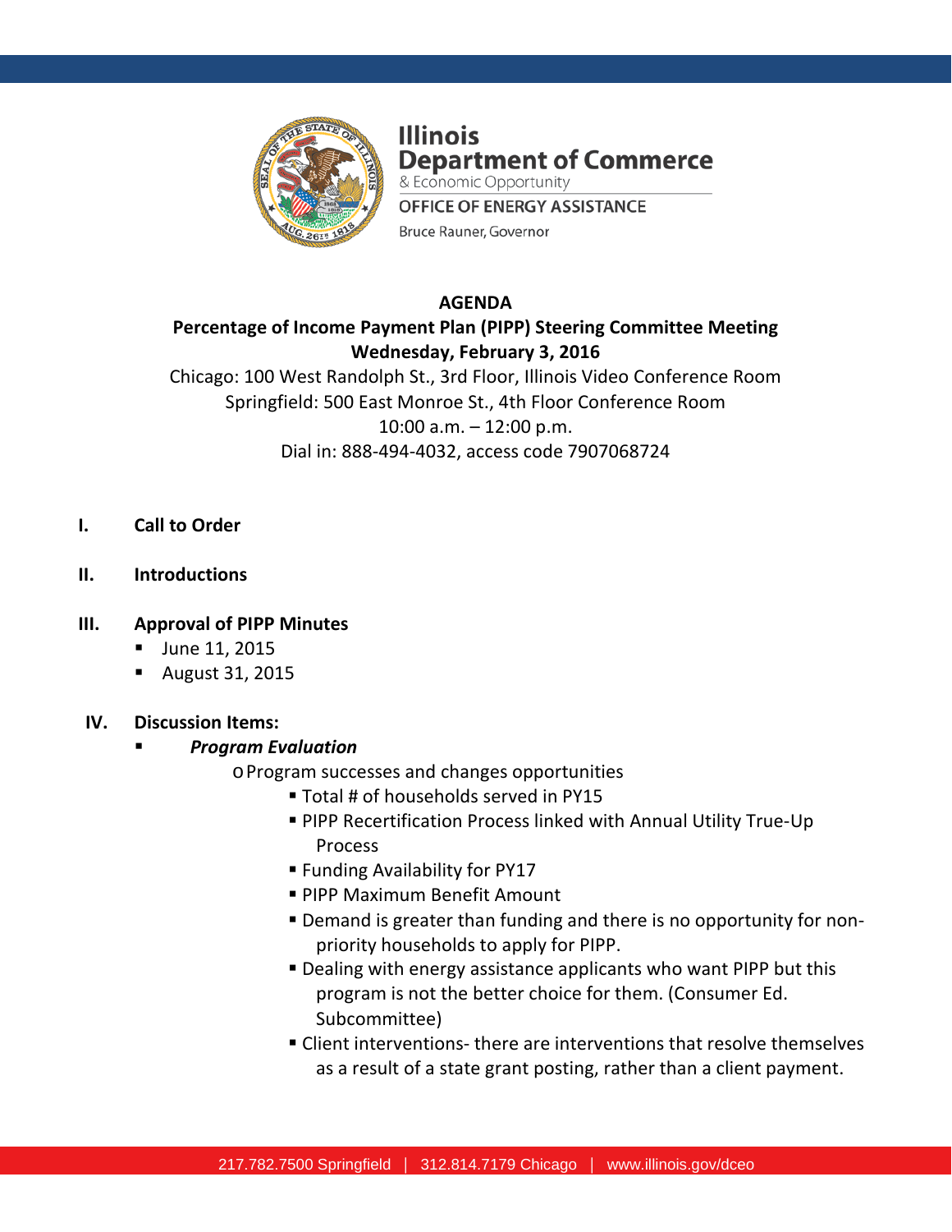**Illinois Department of Commerce**
& Economic Opportunity
**OFFICE OF ENERGY ASSISTANCE**
Bruce Rauner, Governor

# AGENDA

## Percentage of Income Payment Plan (PIPP) Steering Committee Meeting
## Wednesday, February 3, 2016

Chicago: 100 West Randolph St., 3rd Floor, Illinois Video Conference Room
Springfield: 500 East Monroe St., 4th Floor Conference Room
10:00 a.m. – 12:00 p.m.
Dial in: 888-494-4032, access code 7907068724

**I. Call to Order**

**II. Introductions**

**III. Approval of PIPP Minutes**

- June 11, 2015
- August 31, 2015

**IV. Discussion Items:**

- ***Program Evaluation***
  - Program successes and changes opportunities
    - Total # of households served in PY15
    - PIPP Recertification Process linked with Annual Utility True-Up Process
    - Funding Availability for PY17
    - PIPP Maximum Benefit Amount
    - Demand is greater than funding and there is no opportunity for non-priority households to apply for PIPP.
    - Dealing with energy assistance applicants who want PIPP but this program is not the better choice for them. (Consumer Ed. Subcommittee)
    - Client interventions- there are interventions that resolve themselves as a result of a state grant posting, rather than a client payment.

217.782.7500 Springfield | 312.814.7179 Chicago | www.illinois.gov/dceo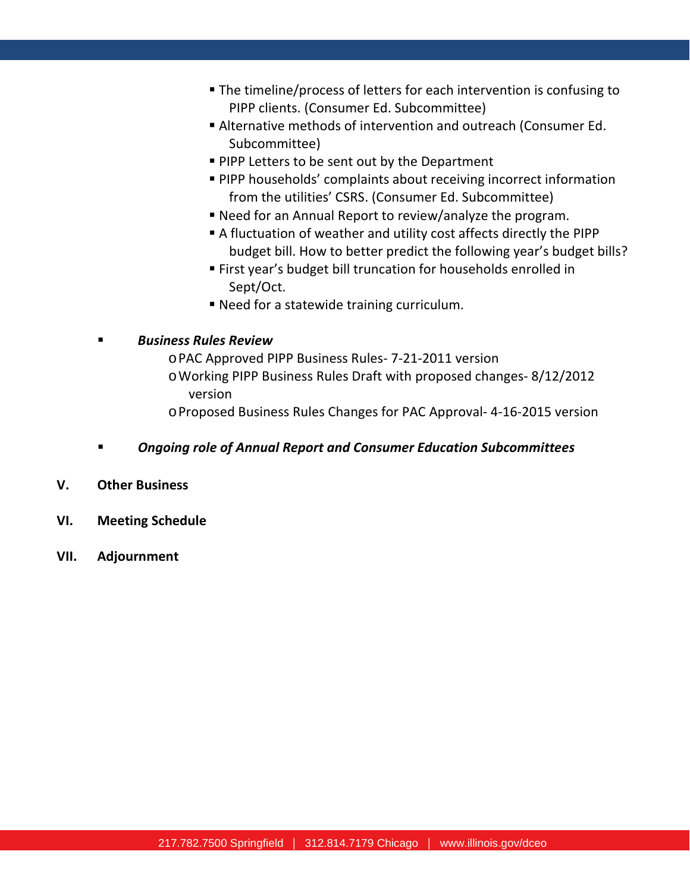- The timeline/process of letters for each intervention is confusing to PIPP clients. (Consumer Ed. Subcommittee)
- Alternative methods of intervention and outreach (Consumer Ed. Subcommittee)
- PIPP Letters to be sent out by the Department
- PIPP households' complaints about receiving incorrect information from the utilities' CSRS. (Consumer Ed. Subcommittee)
- Need for an Annual Report to review/analyze the program.
- A fluctuation of weather and utility cost affects directly the PIPP budget bill. How to better predict the following year's budget bills?
- First year's budget bill truncation for households enrolled in Sept/Oct.
- Need for a statewide training curriculum.

- ***Business Rules Review***
  - PAC Approved PIPP Business Rules- 7-21-2011 version
  - Working PIPP Business Rules Draft with proposed changes- 8/12/2012 version
  - Proposed Business Rules Changes for PAC Approval- 4-16-2015 version

- ***Ongoing role of Annual Report and Consumer Education Subcommittees***

**V. Other Business**

**VI. Meeting Schedule**

**VII. Adjournment**